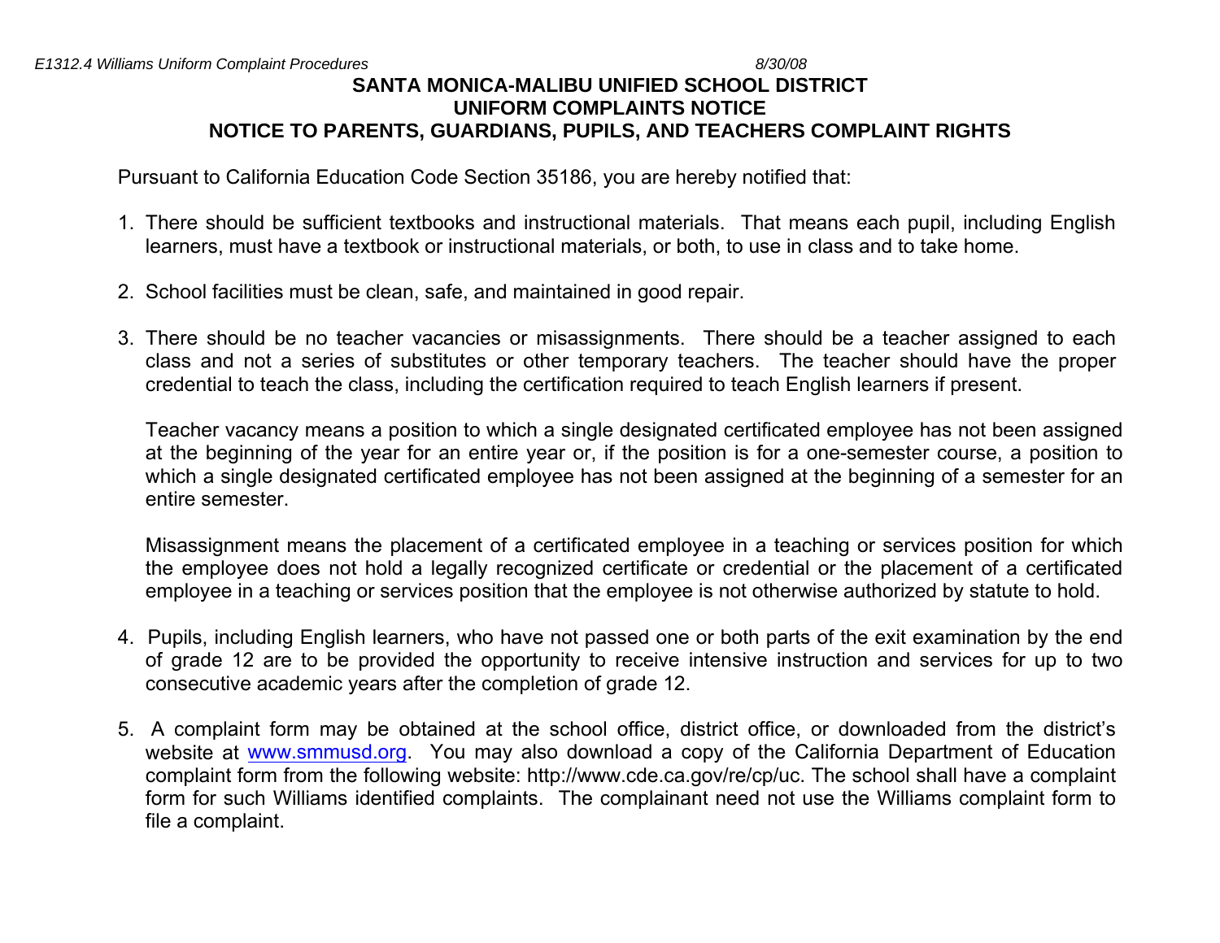# SANTA MONICA-MALIBU UNIFIED SCHOOL DISTRICT
## UNIFORM COMPLAINTS NOTICE
## NOTICE TO PARENTS, GUARDIANS, PUPILS, AND TEACHERS COMPLAINT RIGHTS

Pursuant to California Education Code Section 35186, you are hereby notified that:

1. There should be sufficient textbooks and instructional materials. That means each pupil, including English learners, must have a textbook or instructional materials, or both, to use in class and to take home.

2. School facilities must be clean, safe, and maintained in good repair.

3. There should be no teacher vacancies or misassignments. There should be a teacher assigned to each class and not a series of substitutes or other temporary teachers. The teacher should have the proper credential to teach the class, including the certification required to teach English learners if present.

   Teacher vacancy means a position to which a single designated certificated employee has not been assigned at the beginning of the year for an entire year or, if the position is for a one-semester course, a position to which a single designated certificated employee has not been assigned at the beginning of a semester for an entire semester.

   Misassignment means the placement of a certificated employee in a teaching or services position for which the employee does not hold a legally recognized certificate or credential or the placement of a certificated employee in a teaching or services position that the employee is not otherwise authorized by statute to hold.

4. Pupils, including English learners, who have not passed one or both parts of the exit examination by the end of grade 12 are to be provided the opportunity to receive intensive instruction and services for up to two consecutive academic years after the completion of grade 12.

5. A complaint form may be obtained at the school office, district office, or downloaded from the district's website at [www.smmusd.org](http://www.smmusd.org). You may also download a copy of the California Department of Education complaint form from the following website: http://www.cde.ca.gov/re/cp/uc. The school shall have a complaint form for such Williams identified complaints. The complainant need not use the Williams complaint form to file a complaint.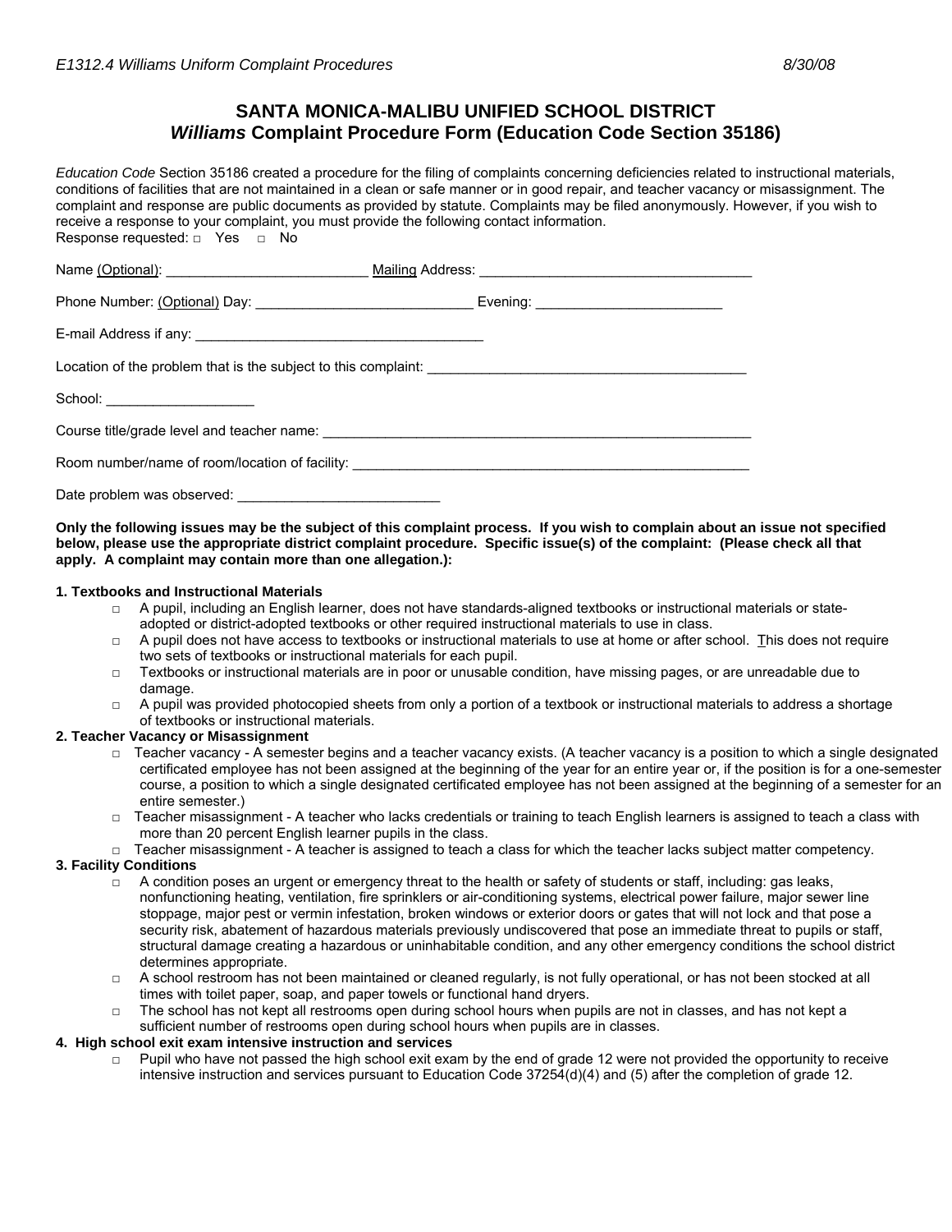# SANTA MONICA-MALIBU UNIFIED SCHOOL DISTRICT
## *Williams* Complaint Procedure Form (Education Code Section 35186)

*Education Code* Section 35186 created a procedure for the filing of complaints concerning deficiencies related to instructional materials, conditions of facilities that are not maintained in a clean or safe manner or in good repair, and teacher vacancy or misassignment. The complaint and response are public documents as provided by statute. Complaints may be filed anonymously. However, if you wish to receive a response to your complaint, you must provide the following contact information.

Response requested: □ Yes □ No

Name (Optional): __________________________ Mailing Address: ___________________________________

Phone Number: (Optional) Day: ____________________________ Evening: ________________________

E-mail Address if any: _____________________________________

Location of the problem that is the subject to this complaint: __________________________________________

School: ___________________

Course title/grade level and teacher name: __________________________________________________________

Room number/name of room/location of facility: _____________________________________________________

Date problem was observed: __________________________

**Only the following issues may be the subject of this complaint process. If you wish to complain about an issue not specified below, please use the appropriate district complaint procedure. Specific issue(s) of the complaint: (Please check all that apply. A complaint may contain more than one allegation.):**

**1. Textbooks and Instructional Materials**

- □ A pupil, including an English learner, does not have standards-aligned textbooks or instructional materials or state-adopted or district-adopted textbooks or other required instructional materials to use in class.
- □ A pupil does not have access to textbooks or instructional materials to use at home or after school. This does not require two sets of textbooks or instructional materials for each pupil.
- □ Textbooks or instructional materials are in poor or unusable condition, have missing pages, or are unreadable due to damage.
- □ A pupil was provided photocopied sheets from only a portion of a textbook or instructional materials to address a shortage of textbooks or instructional materials.

**2. Teacher Vacancy or Misassignment**

- □ Teacher vacancy - A semester begins and a teacher vacancy exists. (A teacher vacancy is a position to which a single designated certificated employee has not been assigned at the beginning of the year for an entire year or, if the position is for a one-semester course, a position to which a single designated certificated employee has not been assigned at the beginning of a semester for an entire semester.)
- □ Teacher misassignment - A teacher who lacks credentials or training to teach English learners is assigned to teach a class with more than 20 percent English learner pupils in the class.
- □ Teacher misassignment - A teacher is assigned to teach a class for which the teacher lacks subject matter competency.

**3. Facility Conditions**

- □ A condition poses an urgent or emergency threat to the health or safety of students or staff, including: gas leaks, nonfunctioning heating, ventilation, fire sprinklers or air-conditioning systems, electrical power failure, major sewer line stoppage, major pest or vermin infestation, broken windows or exterior doors or gates that will not lock and that pose a security risk, abatement of hazardous materials previously undiscovered that pose an immediate threat to pupils or staff, structural damage creating a hazardous or uninhabitable condition, and any other emergency conditions the school district determines appropriate.
- □ A school restroom has not been maintained or cleaned regularly, is not fully operational, or has not been stocked at all times with toilet paper, soap, and paper towels or functional hand dryers.
- □ The school has not kept all restrooms open during school hours when pupils are not in classes, and has not kept a sufficient number of restrooms open during school hours when pupils are in classes.

**4. High school exit exam intensive instruction and services**

- □ Pupil who have not passed the high school exit exam by the end of grade 12 were not provided the opportunity to receive intensive instruction and services pursuant to Education Code 37254(d)(4) and (5) after the completion of grade 12.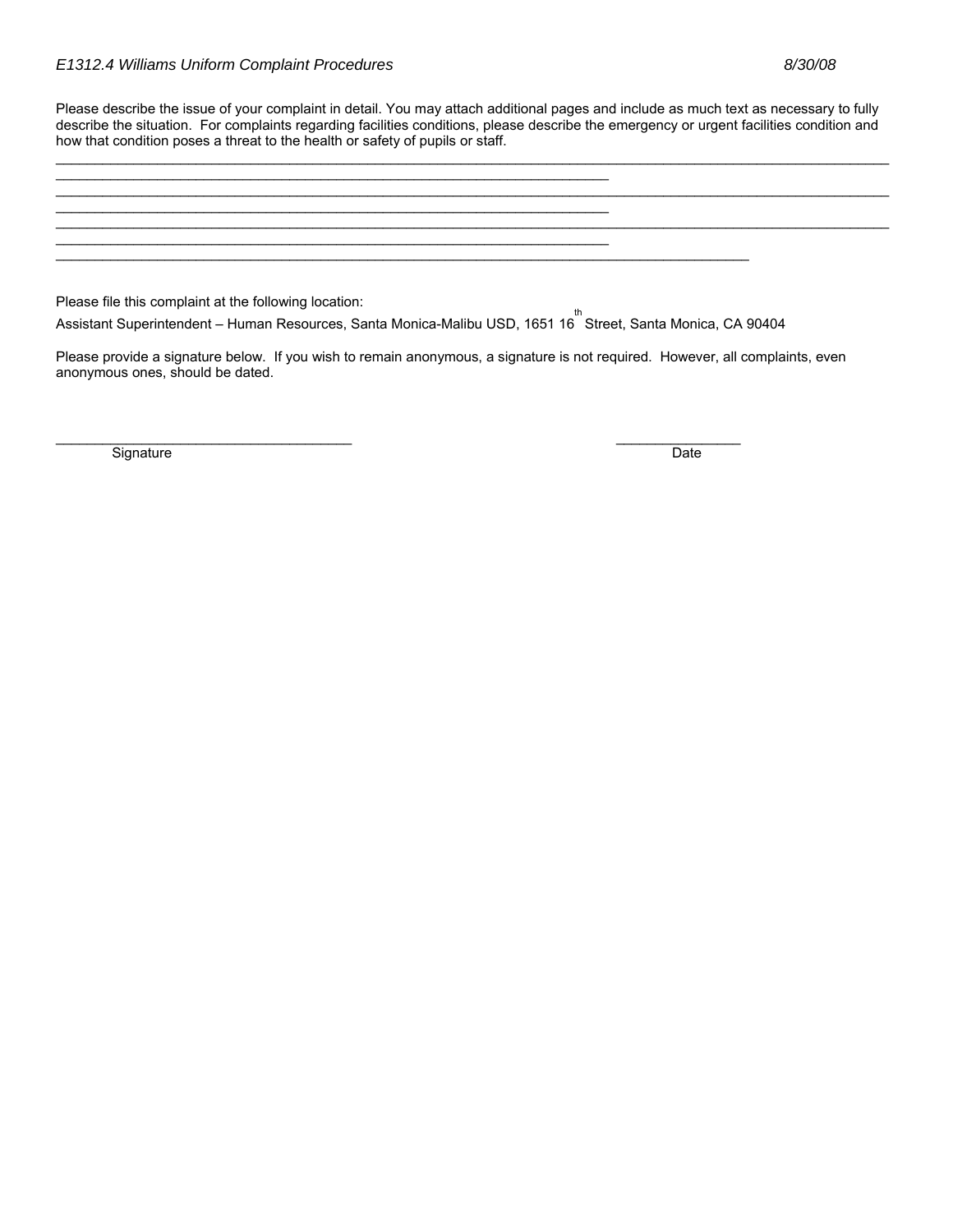Please describe the issue of your complaint in detail. You may attach additional pages and include as much text as necessary to fully describe the situation. For complaints regarding facilities conditions, please describe the emergency or urgent facilities condition and how that condition poses a threat to the health or safety of pupils or staff.

_____________________________________________________________________________________________________________
________________________________________________________________________
_____________________________________________________________________________________________________________
________________________________________________________________________
_____________________________________________________________________________________________________________
________________________________________________________________________
__________________________________________________________________________________________

Please file this complaint at the following location:

Assistant Superintendent – Human Resources, Santa Monica-Malibu USD, 1651 16th Street, Santa Monica, CA 90404

Please provide a signature below. If you wish to remain anonymous, a signature is not required. However, all complaints, even anonymous ones, should be dated.

______________________________________ ________________

Signature Date